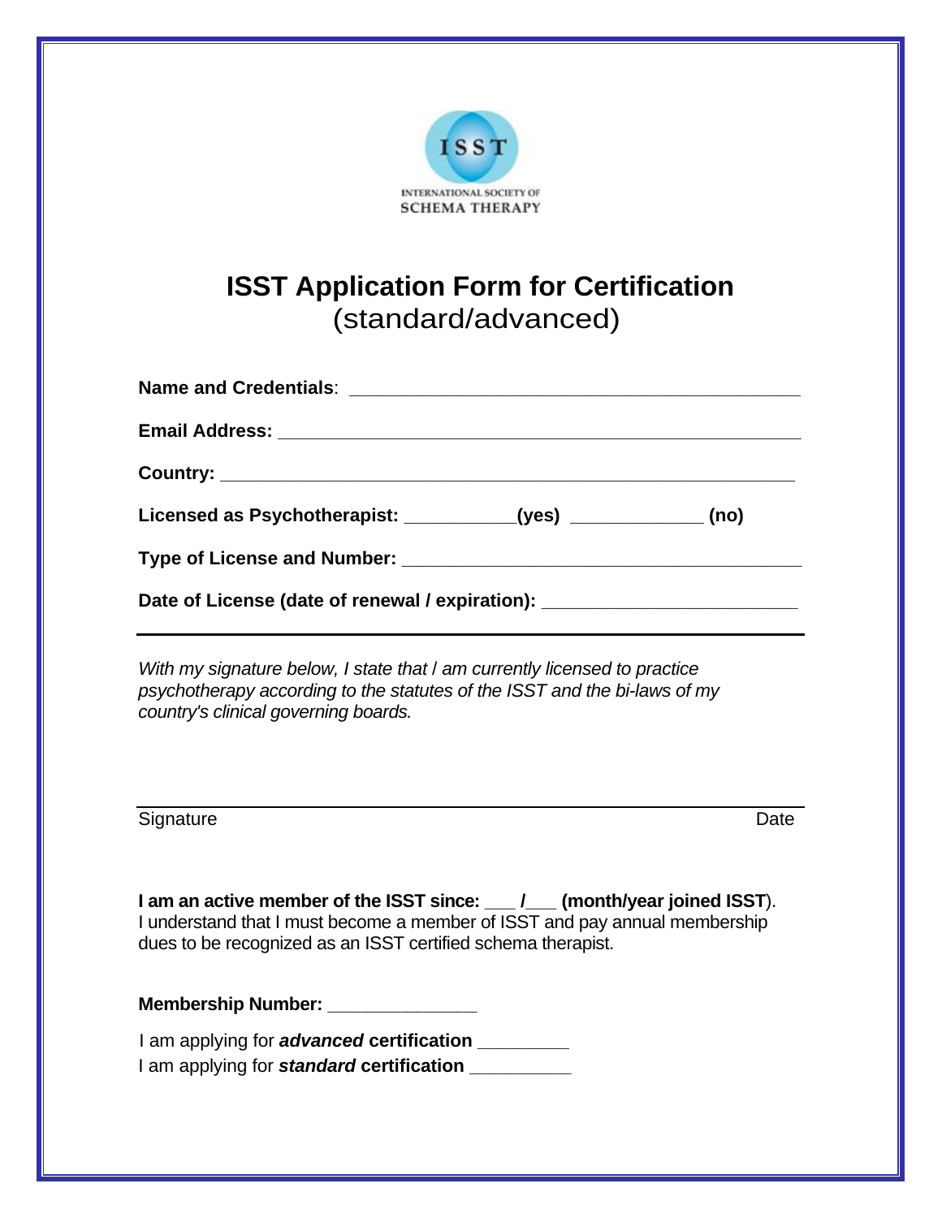ISST

INTERNATIONAL SOCIETY OF SCHEMA THERAPY

# ISST Application Form for Certification
(standard/advanced)

**Name and Credentials**: ___________________________________________

**Email Address:** ___________________________________________________

**Country:** _______________________________________________________

**Licensed as Psychotherapist: ___________(yes) _____________ (no)**

**Type of License and Number:** _______________________________________

**Date of License (date of renewal / expiration):** ________________________

---

*With my signature below, I state that I am currently licensed to practice psychotherapy according to the statutes of the ISST and the bi-laws of my country's clinical governing boards.*

______________________________________________________________________

Signature Date

**I am an active member of the ISST since: ___ /___ (month/year joined ISST**).
I understand that I must become a member of ISST and pay annual membership dues to be recognized as an ISST certified schema therapist.

**Membership Number:** _______________

I am applying for ***advanced*** **certification** _________
I am applying for ***standard*** **certification** __________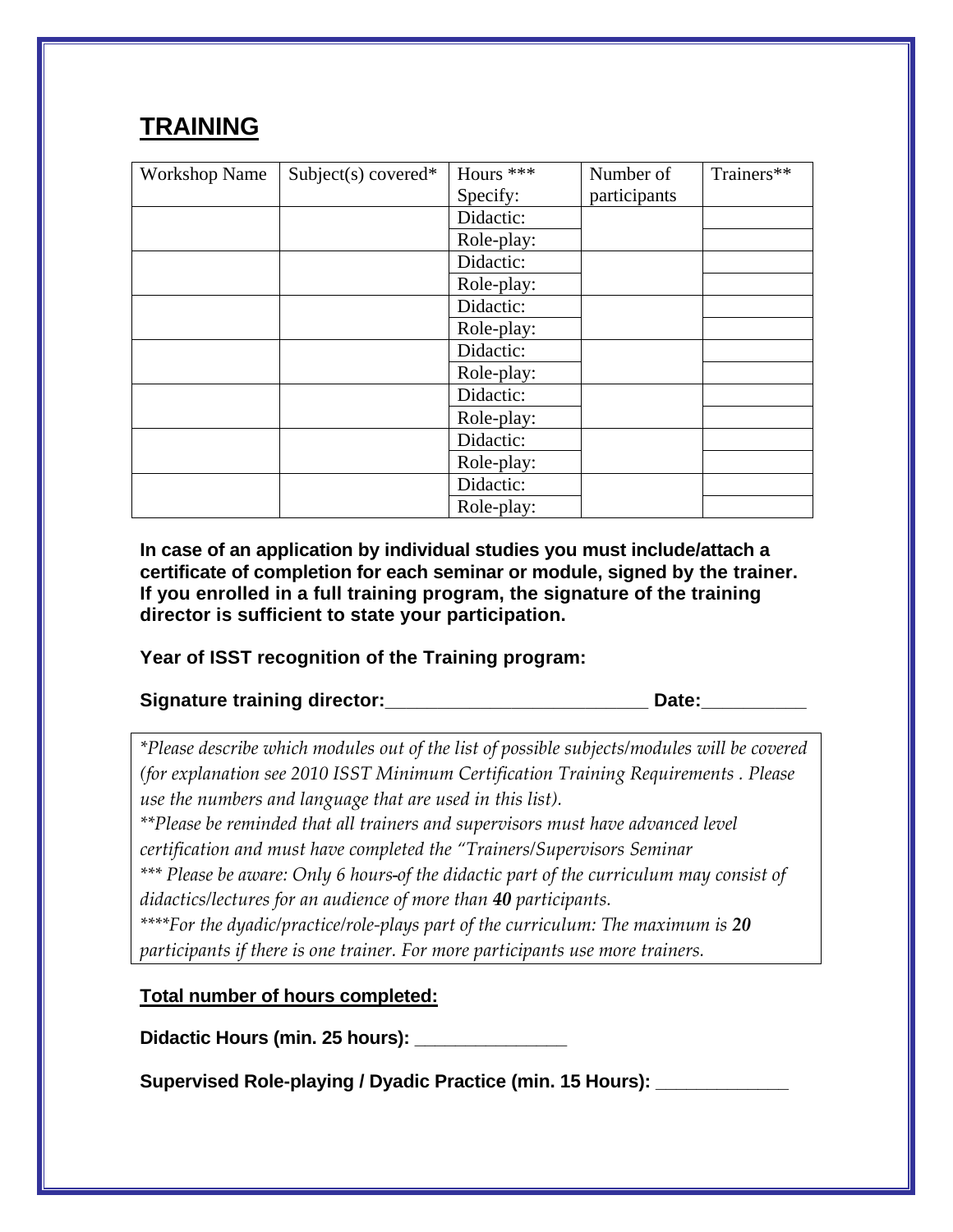## TRAINING

| Workshop Name | Subject(s) covered* | Hours *** Specify: | Number of participants | Trainers** |
|---|---|---|---|---|
| | | Didactic: | | |
| | | Role-play: | | |
| | | Didactic: | | |
| | | Role-play: | | |
| | | Didactic: | | |
| | | Role-play: | | |
| | | Didactic: | | |
| | | Role-play: | | |
| | | Didactic: | | |
| | | Role-play: | | |
| | | Didactic: | | |
| | | Role-play: | | |
| | | Didactic: | | |
| | | Role-play: | | |

**In case of an application by individual studies you must include/attach a certificate of completion for each seminar or module, signed by the trainer. If you enrolled in a full training program, the signature of the training director is sufficient to state your participation.**

**Year of ISST recognition of the Training program:**

**Signature training director:_________________________ Date:__________**

*\*Please describe which modules out of the list of possible subjects/modules will be covered (for explanation see 2010 ISST Minimum Certification Training Requirements . Please use the numbers and language that are used in this list).*
*\*\*Please be reminded that all trainers and supervisors must have advanced level certification and must have completed the "Trainers/Supervisors Seminar*
*\*\*\* Please be aware: Only 6 hours of the didactic part of the curriculum may consist of didactics/lectures for an audience of more than* ***40*** *participants.*
*\*\*\*\*For the dyadic/practice/role-plays part of the curriculum: The maximum is* ***20*** *participants if there is one trainer. For more participants use more trainers.*

**Total number of hours completed:**

**Didactic Hours (min. 25 hours): _______________**

**Supervised Role-playing / Dyadic Practice (min. 15 Hours): _____________**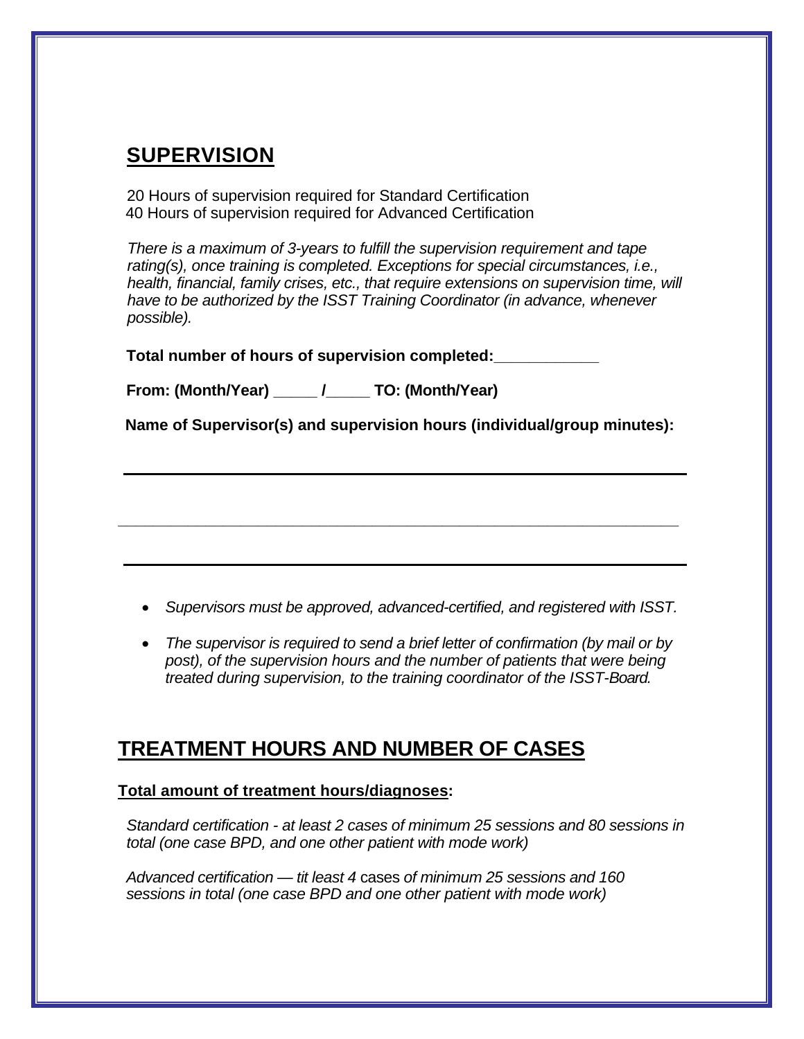## SUPERVISION

20 Hours of supervision required for Standard Certification
40 Hours of supervision required for Advanced Certification

*There is a maximum of 3-years to fulfill the supervision requirement and tape rating(s), once training is completed. Exceptions for special circumstances, i.e., health, financial, family crises, etc., that require extensions on supervision time, will have to be authorized by the ISST Training Coordinator (in advance, whenever possible).*

**Total number of hours of supervision completed:____________**

**From: (Month/Year) _____ /_____ TO: (Month/Year)**

**Name of Supervisor(s) and supervision hours (individual/group minutes):**

_______________________________________________________________

_______________________________________________________________

_______________________________________________________________

- *Supervisors must be approved, advanced-certified, and registered with ISST.*
- *The supervisor is required to send a brief letter of confirmation (by mail or by post), of the supervision hours and the number of patients that were being treated during supervision, to the training coordinator of the ISST-Board.*

## TREATMENT HOURS AND NUMBER OF CASES

**Total amount of treatment hours/diagnoses:**

*Standard certification - at least 2 cases of minimum 25 sessions and 80 sessions in total (one case BPD, and one other patient with mode work)*

*Advanced certification — tit least 4* cases *of minimum 25 sessions and 160 sessions in total (one case BPD and one other patient with mode work)*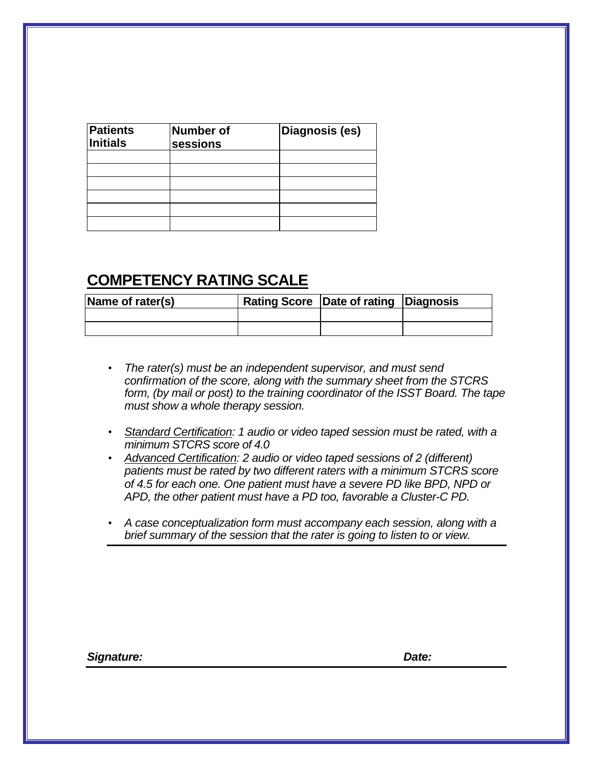| Patients Initials | Number of sessions | Diagnosis (es) |
|---|---|---|
| | | |
| | | |
| | | |
| | | |
| | | |
| | | |

## COMPETENCY RATING SCALE

| Name of rater(s) | Rating Score | Date of rating | Diagnosis |
|---|---|---|---|
| | | | |
| | | | |

- *The rater(s) must be an independent supervisor, and must send confirmation of the score, along with the summary sheet from the STCRS form, (by mail or post) to the training coordinator of the ISST Board. The tape must show a whole therapy session.*

- *Standard Certification: 1 audio or video taped session must be rated, with a minimum STCRS score of 4.0*
- *Advanced Certification: 2 audio or video taped sessions of 2 (different) patients must be rated by two different raters with a minimum STCRS score of 4.5 for each one. One patient must have a severe PD like BPD, NPD or APD, the other patient must have a PD too, favorable a Cluster-C PD.*

- *A case conceptualization form must accompany each session, along with a brief summary of the session that the rater is going to listen to or view.*

***Signature:*** ***Date:***